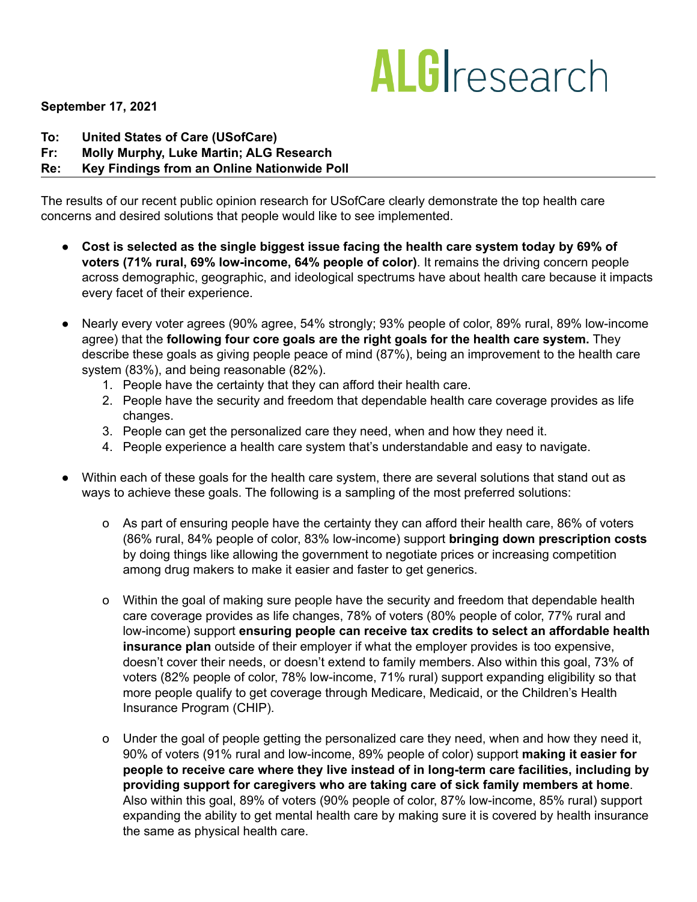ALG research

**September 17, 2021**

**To: United States of Care (USofCare)**
**Fr: Molly Murphy, Luke Martin; ALG Research**
**Re: Key Findings from an Online Nationwide Poll**

---

The results of our recent public opinion research for USofCare clearly demonstrate the top health care concerns and desired solutions that people would like to see implemented.

- **Cost is selected as the single biggest issue facing the health care system today by 69% of voters (71% rural, 69% low-income, 64% people of color)**. It remains the driving concern people across demographic, geographic, and ideological spectrums have about health care because it impacts every facet of their experience.

- Nearly every voter agrees (90% agree, 54% strongly; 93% people of color, 89% rural, 89% low-income agree) that the **following four core goals are the right goals for the health care system.** They describe these goals as giving people peace of mind (87%), being an improvement to the health care system (83%), and being reasonable (82%).
  1. People have the certainty that they can afford their health care.
  2. People have the security and freedom that dependable health care coverage provides as life changes.
  3. People can get the personalized care they need, when and how they need it.
  4. People experience a health care system that's understandable and easy to navigate.

- Within each of these goals for the health care system, there are several solutions that stand out as ways to achieve these goals. The following is a sampling of the most preferred solutions:

  - As part of ensuring people have the certainty they can afford their health care, 86% of voters (86% rural, 84% people of color, 83% low-income) support **bringing down prescription costs** by doing things like allowing the government to negotiate prices or increasing competition among drug makers to make it easier and faster to get generics.

  - Within the goal of making sure people have the security and freedom that dependable health care coverage provides as life changes, 78% of voters (80% people of color, 77% rural and low-income) support **ensuring people can receive tax credits to select an affordable health insurance plan** outside of their employer if what the employer provides is too expensive, doesn't cover their needs, or doesn't extend to family members. Also within this goal, 73% of voters (82% people of color, 78% low-income, 71% rural) support expanding eligibility so that more people qualify to get coverage through Medicare, Medicaid, or the Children's Health Insurance Program (CHIP).

  - Under the goal of people getting the personalized care they need, when and how they need it, 90% of voters (91% rural and low-income, 89% people of color) support **making it easier for people to receive care where they live instead of in long-term care facilities, including by providing support for caregivers who are taking care of sick family members at home**. Also within this goal, 89% of voters (90% people of color, 87% low-income, 85% rural) support expanding the ability to get mental health care by making sure it is covered by health insurance the same as physical health care.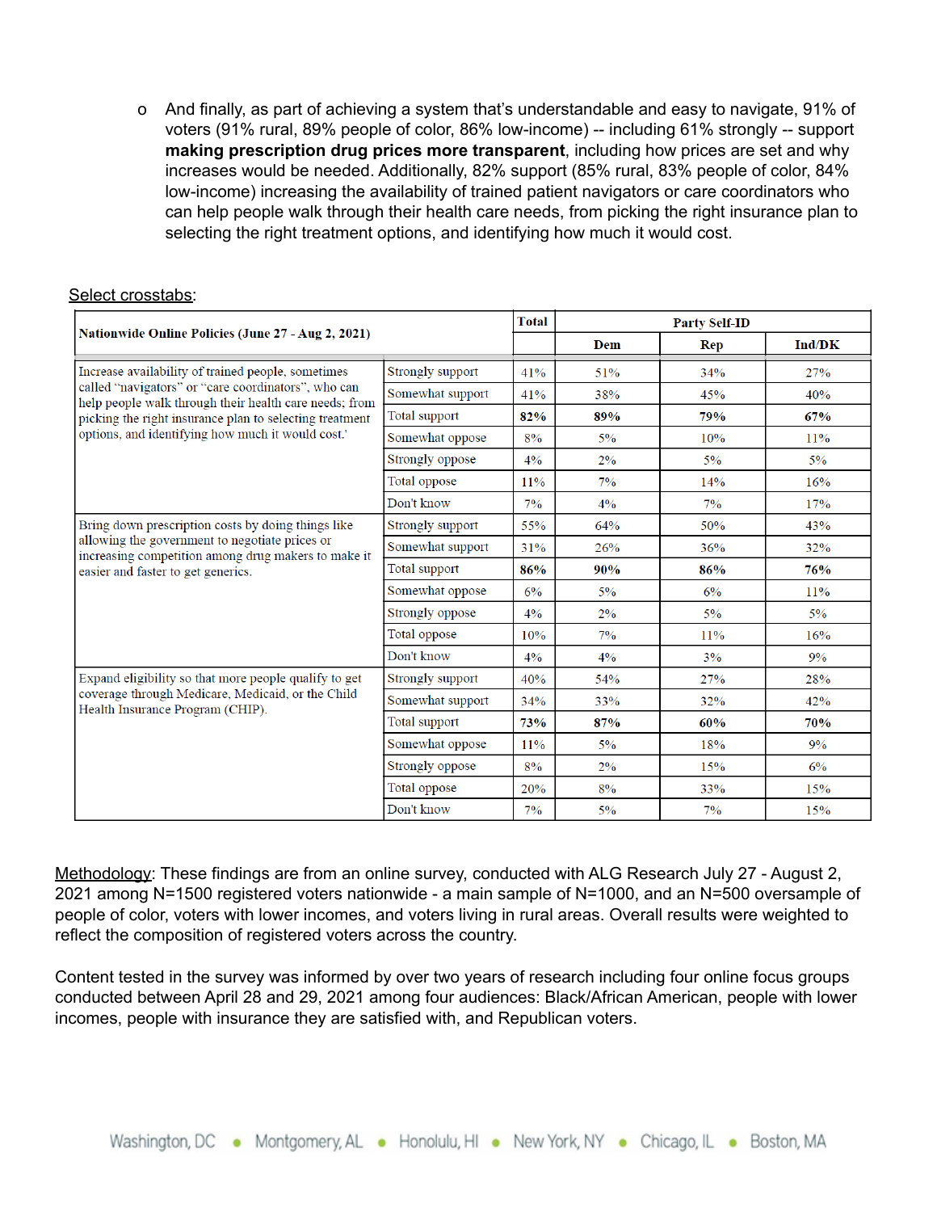- And finally, as part of achieving a system that's understandable and easy to navigate, 91% of voters (91% rural, 89% people of color, 86% low-income) -- including 61% strongly -- support **making prescription drug prices more transparent**, including how prices are set and why increases would be needed. Additionally, 82% support (85% rural, 83% people of color, 84% low-income) increasing the availability of trained patient navigators or care coordinators who can help people walk through their health care needs, from picking the right insurance plan to selecting the right treatment options, and identifying how much it would cost.

Select crosstabs:

| **Nationwide Online Policies (June 27 - Aug 2, 2021)** | | **Total** | **Party Self-ID** | | |
|---|---|---|---|---|---|
| | | | **Dem** | **Rep** | **Ind/DK** |
| Increase availability of trained people, sometimes called "navigators" or "care coordinators", who can help people walk through their health care needs; from picking the right insurance plan to selecting treatment options, and identifying how much it would cost.' | Strongly support | 41% | 51% | 34% | 27% |
| | Somewhat support | 41% | 38% | 45% | 40% |
| | Total support | **82%** | **89%** | **79%** | **67%** |
| | Somewhat oppose | 8% | 5% | 10% | 11% |
| | Strongly oppose | 4% | 2% | 5% | 5% |
| | Total oppose | 11% | 7% | 14% | 16% |
| | Don't know | 7% | 4% | 7% | 17% |
| Bring down prescription costs by doing things like allowing the government to negotiate prices or increasing competition among drug makers to make it easier and faster to get generics. | Strongly support | 55% | 64% | 50% | 43% |
| | Somewhat support | 31% | 26% | 36% | 32% |
| | Total support | **86%** | **90%** | **86%** | **76%** |
| | Somewhat oppose | 6% | 5% | 6% | 11% |
| | Strongly oppose | 4% | 2% | 5% | 5% |
| | Total oppose | 10% | 7% | 11% | 16% |
| | Don't know | 4% | 4% | 3% | 9% |
| Expand eligibility so that more people qualify to get coverage through Medicare, Medicaid, or the Child Health Insurance Program (CHIP). | Strongly support | 40% | 54% | 27% | 28% |
| | Somewhat support | 34% | 33% | 32% | 42% |
| | Total support | **73%** | **87%** | **60%** | **70%** |
| | Somewhat oppose | 11% | 5% | 18% | 9% |
| | Strongly oppose | 8% | 2% | 15% | 6% |
| | Total oppose | 20% | 8% | 33% | 15% |
| | Don't know | 7% | 5% | 7% | 15% |

Methodology: These findings are from an online survey, conducted with ALG Research July 27 - August 2, 2021 among N=1500 registered voters nationwide - a main sample of N=1000, and an N=500 oversample of people of color, voters with lower incomes, and voters living in rural areas. Overall results were weighted to reflect the composition of registered voters across the country.

Content tested in the survey was informed by over two years of research including four online focus groups conducted between April 28 and 29, 2021 among four audiences: Black/African American, people with lower incomes, people with insurance they are satisfied with, and Republican voters.